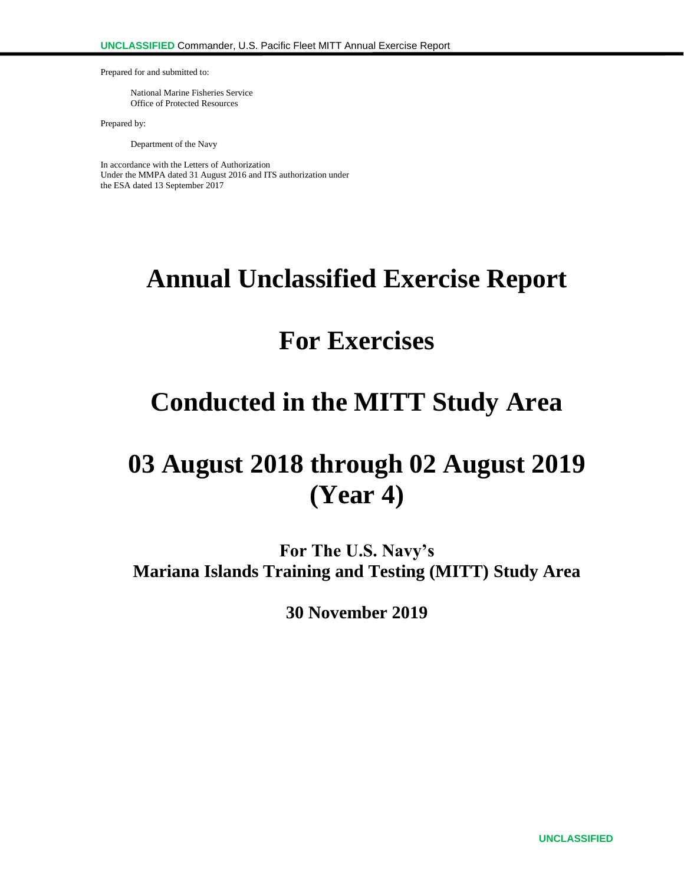Prepared for and submitted to:

National Marine Fisheries Service
Office of Protected Resources

Prepared by:

Department of the Navy

In accordance with the Letters of Authorization
Under the MMPA dated 31 August 2016 and ITS authorization under
the ESA dated 13 September 2017

# Annual Unclassified Exercise Report

# For Exercises

# Conducted in the MITT Study Area

# 03 August 2018 through 02 August 2019 (Year 4)

## For The U.S. Navy's Mariana Islands Training and Testing (MITT) Study Area

## 30 November 2019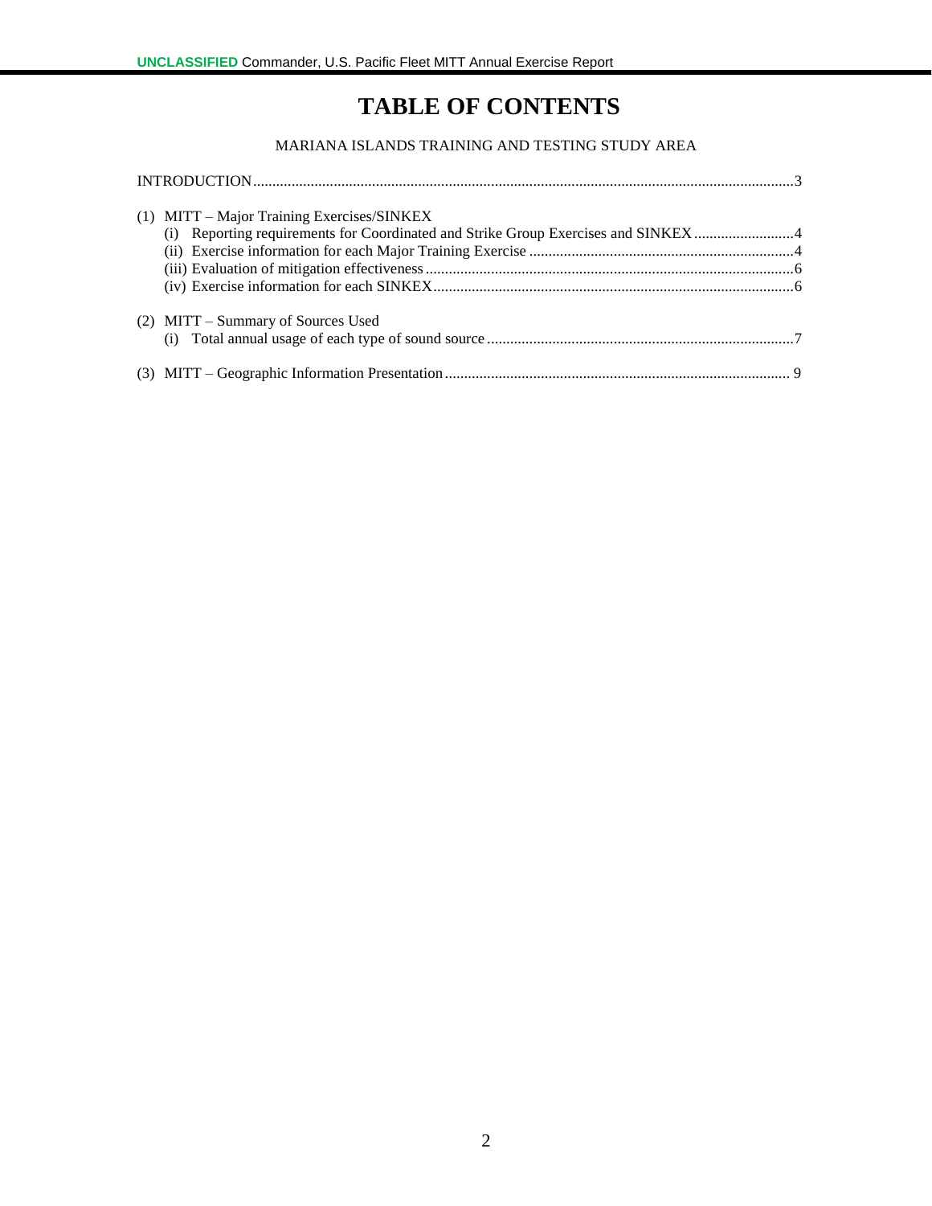# TABLE OF CONTENTS

MARIANA ISLANDS TRAINING AND TESTING STUDY AREA

INTRODUCTION....................................................................................................................................3

(1) MITT – Major Training Exercises/SINKEX
  (i) Reporting requirements for Coordinated and Strike Group Exercises and SINKEX ..........................4
  (ii) Exercise information for each Major Training Exercise .....................................................................4
  (iii) Evaluation of mitigation effectiveness ...............................................................................................6
  (iv) Exercise information for each SINKEX.............................................................................................6

(2) MITT – Summary of Sources Used
  (i) Total annual usage of each type of sound source ...............................................................................7

(3) MITT – Geographic Information Presentation ......................................................................................... 9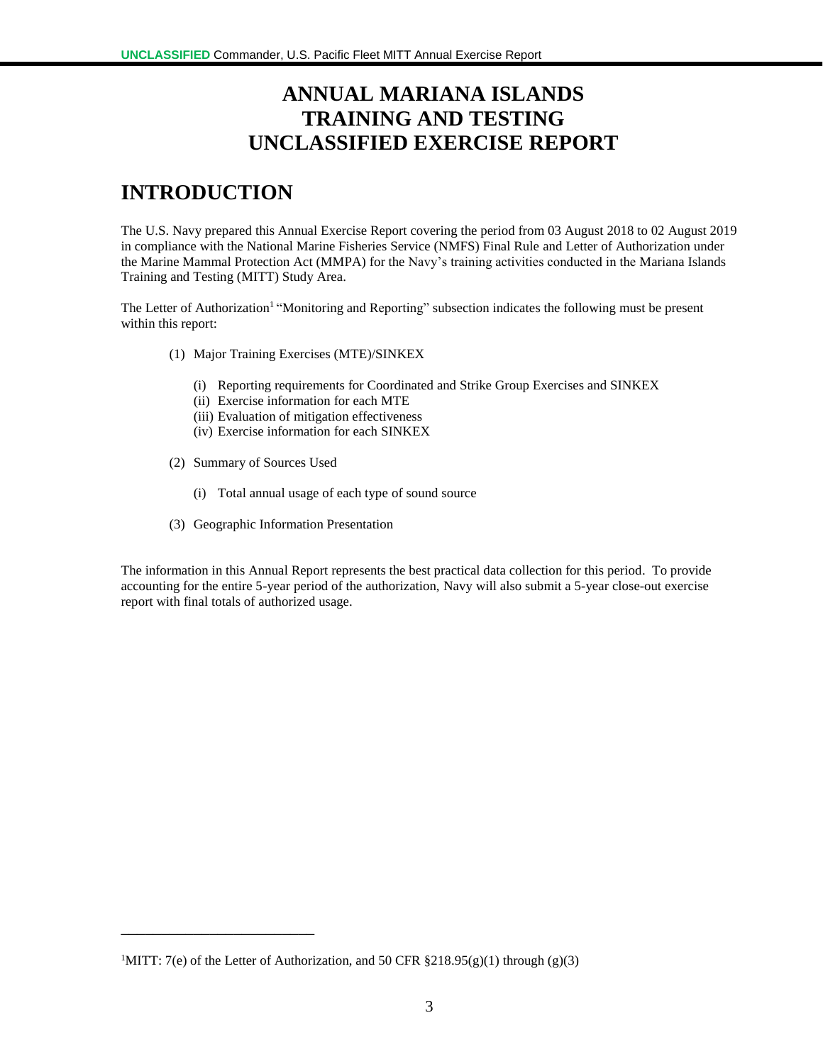# ANNUAL MARIANA ISLANDS TRAINING AND TESTING UNCLASSIFIED EXERCISE REPORT

## INTRODUCTION

The U.S. Navy prepared this Annual Exercise Report covering the period from 03 August 2018 to 02 August 2019 in compliance with the National Marine Fisheries Service (NMFS) Final Rule and Letter of Authorization under the Marine Mammal Protection Act (MMPA) for the Navy's training activities conducted in the Mariana Islands Training and Testing (MITT) Study Area.

The Letter of Authorization[1] "Monitoring and Reporting" subsection indicates the following must be present within this report:

(1) Major Training Exercises (MTE)/SINKEX

- (i) Reporting requirements for Coordinated and Strike Group Exercises and SINKEX
- (ii) Exercise information for each MTE
- (iii) Evaluation of mitigation effectiveness
- (iv) Exercise information for each SINKEX

(2) Summary of Sources Used

- (i) Total annual usage of each type of sound source

(3) Geographic Information Presentation

The information in this Annual Report represents the best practical data collection for this period. To provide accounting for the entire 5-year period of the authorization, Navy will also submit a 5-year close-out exercise report with final totals of authorized usage.

---

[1] MITT: 7(e) of the Letter of Authorization, and 50 CFR §218.95(g)(1) through (g)(3)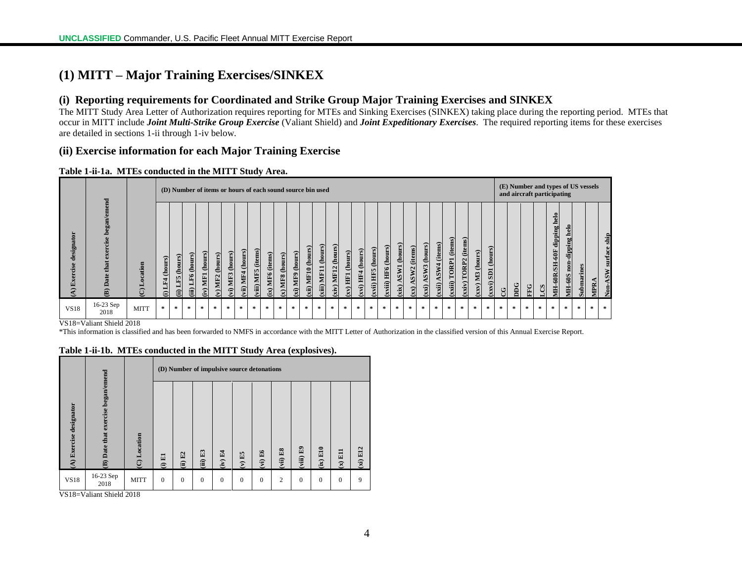# (1) MITT – Major Training Exercises/SINKEX

## (i) Reporting requirements for Coordinated and Strike Group Major Training Exercises and SINKEX

The MITT Study Area Letter of Authorization requires reporting for MTEs and Sinking Exercises (SINKEX) taking place during the reporting period. MTEs that occur in MITT include ***Joint Multi-Strike Group Exercise*** (Valiant Shield) and ***Joint Expeditionary Exercises***. The required reporting items for these exercises are detailed in sections 1-ii through 1-iv below.

## (ii) Exercise information for each Major Training Exercise

**Table 1-ii-1a. MTEs conducted in the MITT Study Area.**

| (A) Exercise designator | (B) Date that exercise began/emend | (C) Location | (D) Number of items or hours of each sound source bin used | | | | | | | | | | | | | | | | | | | | | | | | | | (E) Number and types of US vessels and aircraft participating | | | | | | | | | |
|---|---|---|---|---|---|---|---|---|---|---|---|---|---|---|---|---|---|---|---|---|---|---|---|---|---|---|---|---|---|---|---|---|---|---|---|---|---|---|
| | | | (i) LF4 (hours) | (ii) LF5 (hours) | (iii) LF6 (hours) | (iv) MF1 (hours) | (v) MF2 (hours) | (vi) MF3 (hours) | (vii) MF4 (hours) | (viii) MF5 (items) | (ix) MF6 (items) | (x) MF8 (hours) | (xi) MF9 (hours) | (xii) MF10 (hours) | (xiii) MF11 (hours) | (xiv) MF12 (hours) | (xv) HF1 (hours) | (xvi) HF4 (hours) | (xvii) HF5 (hours) | (xviii) HF6 (hours) | (xix) ASW1 (hours) | (xx) ASW2 (items) | (xxi) ASW3 (hours) | (xxii) ASW4 (items) | (xxiii) TORP1 (items) | (xxiv) TORP2 (items) | (xxv) M3 (hours) | (xxvi) SD1 (hours) | CG | DDG | FFG | LCS | MH-60R/SH-60F dipping helo | MH-60S non-dipping helo | Submarines | MPRA | Non-ASW surface ship |
| VS18 | 16-23 Sep 2018 | MITT | * | * | * | * | * | * | * | * | * | * | * | * | * | * | * | * | * | * | * | * | * | * | * | * | * | * | * | * | * | * | * | * | * | * | * |

VS18=Valiant Shield 2018

*This information is classified and has been forwarded to NMFS in accordance with the MITT Letter of Authorization in the classified version of this Annual Exercise Report.

**Table 1-ii-1b. MTEs conducted in the MITT Study Area (explosives).**

| (A) Exercise designator | (B) Date that exercise began/emend | (C) Location | (D) Number of impulsive source detonations | | | | | | | | | | |
|---|---|---|---|---|---|---|---|---|---|---|---|---|---|
| | | | (i) E1 | (ii) E2 | (iii) E3 | (iv) E4 | (v) E5 | (vi) E6 | (vii) E8 | (viii) E9 | (ix) E10 | (x) E11 | (xi) E12 |
| VS18 | 16-23 Sep 2018 | MITT | 0 | 0 | 0 | 0 | 0 | 0 | 2 | 0 | 0 | 0 | 9 |

VS18=Valiant Shield 2018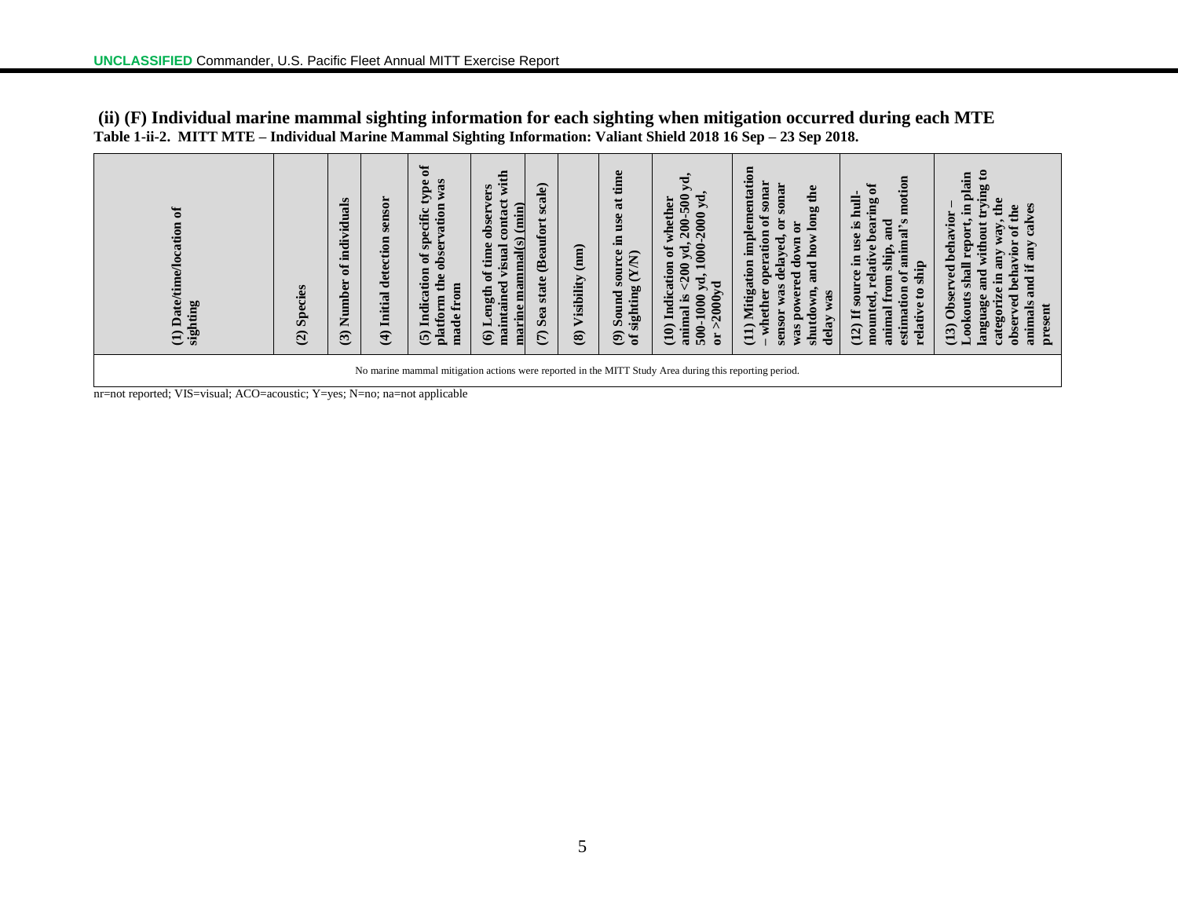**(ii) (F) Individual marine mammal sighting information for each sighting when mitigation occurred during each MTE**

**Table 1-ii-2. MITT MTE – Individual Marine Mammal Sighting Information: Valiant Shield 2018 16 Sep – 23 Sep 2018.**

| (1) Date/time/location of sighting | (2) Species | (3) Number of individuals | (4) Initial detection sensor | (5) Indication of specific type of platform the observation was made from | (6) Length of time observers maintained visual contact with marine mammal(s) (min) | (7) Sea state (Beaufort scale) | (8) Visibility (nm) | (9) Sound source in use at time of sighting (Y/N) | (10) Indication of whether animal is <200 yd, 200-500 yd, 500-1000 yd, 1000-2000 yd, or >2000yd | (11) Mitigation implementation – whether operation of sonar sensor was delayed, or sonar was powered down or shutdown, and how long the delay was | (12) If source in use is hull-mounted, relative bearing of animal from ship, and estimation of animal's motion relative to ship | (13) Observed behavior – Lookouts shall report, in plain language and without trying to categorize in any way, the observed behavior of the animals and if any calves present |
|---|---|---|---|---|---|---|---|---|---|---|---|---|
| No marine mammal mitigation actions were reported in the MITT Study Area during this reporting period. | | | | | | | | | | | | |

nr=not reported; VIS=visual; ACO=acoustic; Y=yes; N=no; na=not applicable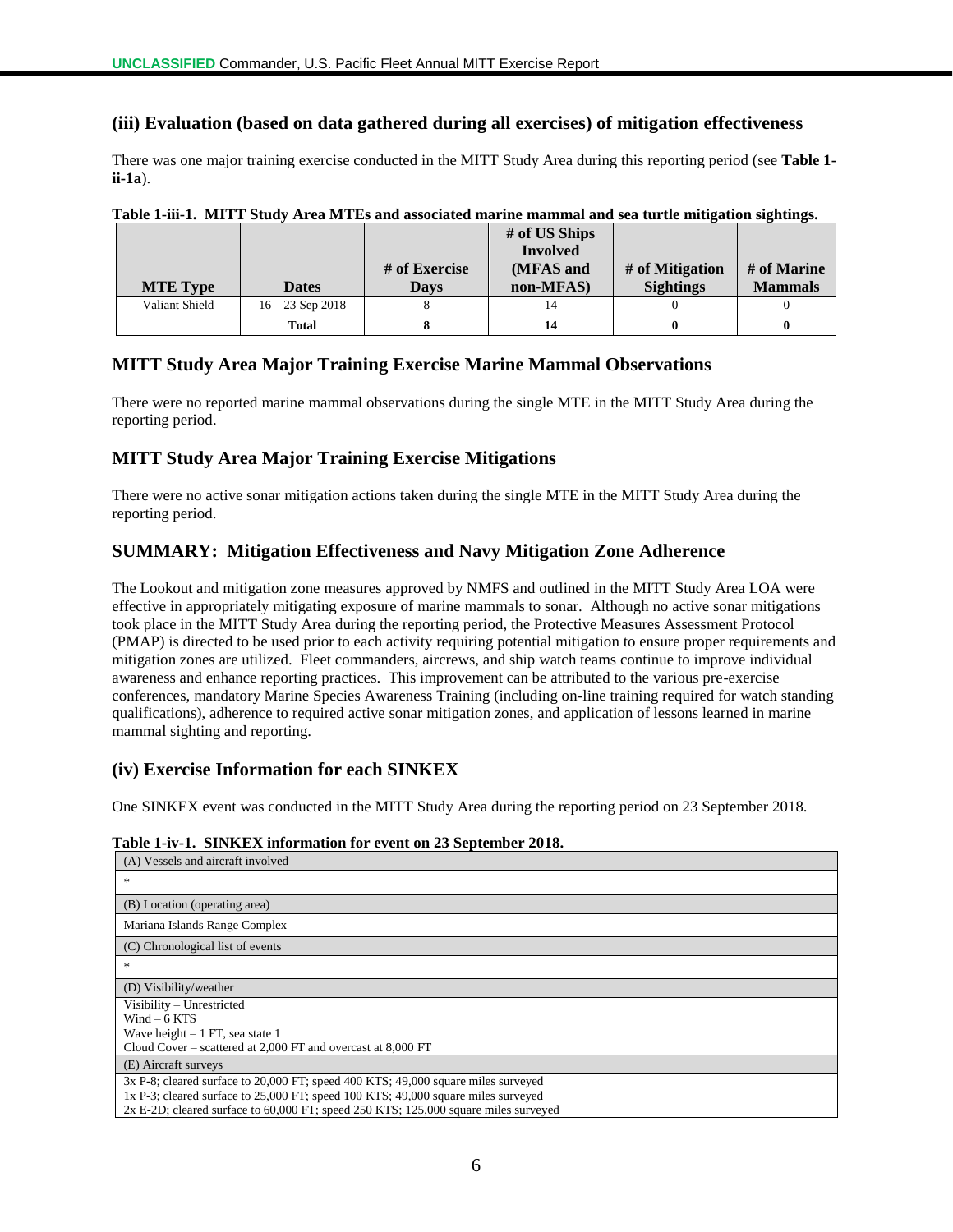### (iii) Evaluation (based on data gathered during all exercises) of mitigation effectiveness

There was one major training exercise conducted in the MITT Study Area during this reporting period (see **Table 1-ii-1a**).

**Table 1-iii-1. MITT Study Area MTEs and associated marine mammal and sea turtle mitigation sightings.**

| MTE Type | Dates | # of Exercise Days | # of US Ships Involved (MFAS and non-MFAS) | # of Mitigation Sightings | # of Marine Mammals |
|---|---|---|---|---|---|
| Valiant Shield | 16 – 23 Sep 2018 | 8 | 14 | 0 | 0 |
| | **Total** | **8** | **14** | **0** | **0** |

### MITT Study Area Major Training Exercise Marine Mammal Observations

There were no reported marine mammal observations during the single MTE in the MITT Study Area during the reporting period.

### MITT Study Area Major Training Exercise Mitigations

There were no active sonar mitigation actions taken during the single MTE in the MITT Study Area during the reporting period.

### SUMMARY: Mitigation Effectiveness and Navy Mitigation Zone Adherence

The Lookout and mitigation zone measures approved by NMFS and outlined in the MITT Study Area LOA were effective in appropriately mitigating exposure of marine mammals to sonar. Although no active sonar mitigations took place in the MITT Study Area during the reporting period, the Protective Measures Assessment Protocol (PMAP) is directed to be used prior to each activity requiring potential mitigation to ensure proper requirements and mitigation zones are utilized. Fleet commanders, aircrews, and ship watch teams continue to improve individual awareness and enhance reporting practices. This improvement can be attributed to the various pre-exercise conferences, mandatory Marine Species Awareness Training (including on-line training required for watch standing qualifications), adherence to required active sonar mitigation zones, and application of lessons learned in marine mammal sighting and reporting.

### (iv) Exercise Information for each SINKEX

One SINKEX event was conducted in the MITT Study Area during the reporting period on 23 September 2018.

**Table 1-iv-1. SINKEX information for event on 23 September 2018.**

| (A) Vessels and aircraft involved |
|---|
| * |
| (B) Location (operating area) |
| Mariana Islands Range Complex |
| (C) Chronological list of events |
| * |
| (D) Visibility/weather |
| Visibility – Unrestricted<br>Wind – 6 KTS<br>Wave height – 1 FT, sea state 1<br>Cloud Cover – scattered at 2,000 FT and overcast at 8,000 FT |
| (E) Aircraft surveys |
| 3x P-8; cleared surface to 20,000 FT; speed 400 KTS; 49,000 square miles surveyed<br>1x P-3; cleared surface to 25,000 FT; speed 100 KTS; 49,000 square miles surveyed<br>2x E-2D; cleared surface to 60,000 FT; speed 250 KTS; 125,000 square miles surveyed |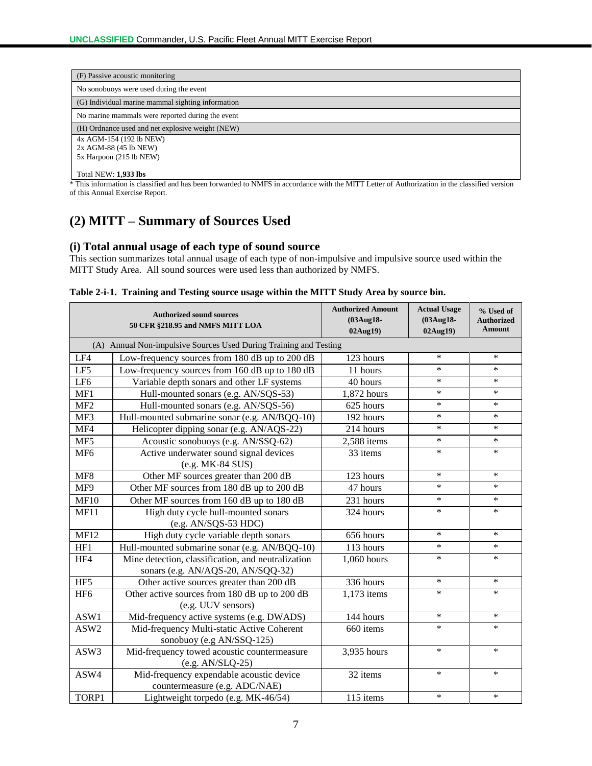| (F) Passive acoustic monitoring |
|---|
| No sonobuoys were used during the event |
| (G) Individual marine mammal sighting information |
| No marine mammals were reported during the event |
| (H) Ordnance used and net explosive weight (NEW) |
| 4x AGM-154 (192 lb NEW)<br>2x AGM-88 (45 lb NEW)<br>5x Harpoon (215 lb NEW)<br><br>Total NEW: **1,933 lbs** |

* This information is classified and has been forwarded to NMFS in accordance with the MITT Letter of Authorization in the classified version of this Annual Exercise Report.

## (2) MITT – Summary of Sources Used

### (i) Total annual usage of each type of sound source

This section summarizes total annual usage of each type of non-impulsive and impulsive source used within the MITT Study Area. All sound sources were used less than authorized by NMFS.

**Table 2-i-1. Training and Testing source usage within the MITT Study Area by source bin.**

| Authorized sound sources 50 CFR §218.95 and NMFS MITT LOA | | Authorized Amount (03Aug18-02Aug19) | Actual Usage (03Aug18-02Aug19) | % Used of Authorized Amount |
|---|---|---|---|---|
| (A) Annual Non-impulsive Sources Used During Training and Testing | | | | |
| LF4 | Low-frequency sources from 180 dB up to 200 dB | 123 hours | * | * |
| LF5 | Low-frequency sources from 160 dB up to 180 dB | 11 hours | * | * |
| LF6 | Variable depth sonars and other LF systems | 40 hours | * | * |
| MF1 | Hull-mounted sonars (e.g. AN/SQS-53) | 1,872 hours | * | * |
| MF2 | Hull-mounted sonars (e.g. AN/SQS-56) | 625 hours | * | * |
| MF3 | Hull-mounted submarine sonar (e.g. AN/BQQ-10) | 192 hours | * | * |
| MF4 | Helicopter dipping sonar (e.g. AN/AQS-22) | 214 hours | * | * |
| MF5 | Acoustic sonobuoys (e.g. AN/SSQ-62) | 2,588 items | * | * |
| MF6 | Active underwater sound signal devices (e.g. MK-84 SUS) | 33 items | * | * |
| MF8 | Other MF sources greater than 200 dB | 123 hours | * | * |
| MF9 | Other MF sources from 180 dB up to 200 dB | 47 hours | * | * |
| MF10 | Other MF sources from 160 dB up to 180 dB | 231 hours | * | * |
| MF11 | High duty cycle hull-mounted sonars (e.g. AN/SQS-53 HDC) | 324 hours | * | * |
| MF12 | High duty cycle variable depth sonars | 656 hours | * | * |
| HF1 | Hull-mounted submarine sonar (e.g. AN/BQQ-10) | 113 hours | * | * |
| HF4 | Mine detection, classification, and neutralization sonars (e.g. AN/AQS-20, AN/SQQ-32) | 1,060 hours | * | * |
| HF5 | Other active sources greater than 200 dB | 336 hours | * | * |
| HF6 | Other active sources from 180 dB up to 200 dB (e.g. UUV sensors) | 1,173 items | * | * |
| ASW1 | Mid-frequency active systems (e.g. DWADS) | 144 hours | * | * |
| ASW2 | Mid-frequency Multi-static Active Coherent sonobuoy (e.g AN/SSQ-125) | 660 items | * | * |
| ASW3 | Mid-frequency towed acoustic countermeasure (e.g. AN/SLQ-25) | 3,935 hours | * | * |
| ASW4 | Mid-frequency expendable acoustic device countermeasure (e.g. ADC/NAE) | 32 items | * | * |
| TORP1 | Lightweight torpedo (e.g. MK-46/54) | 115 items | * | * |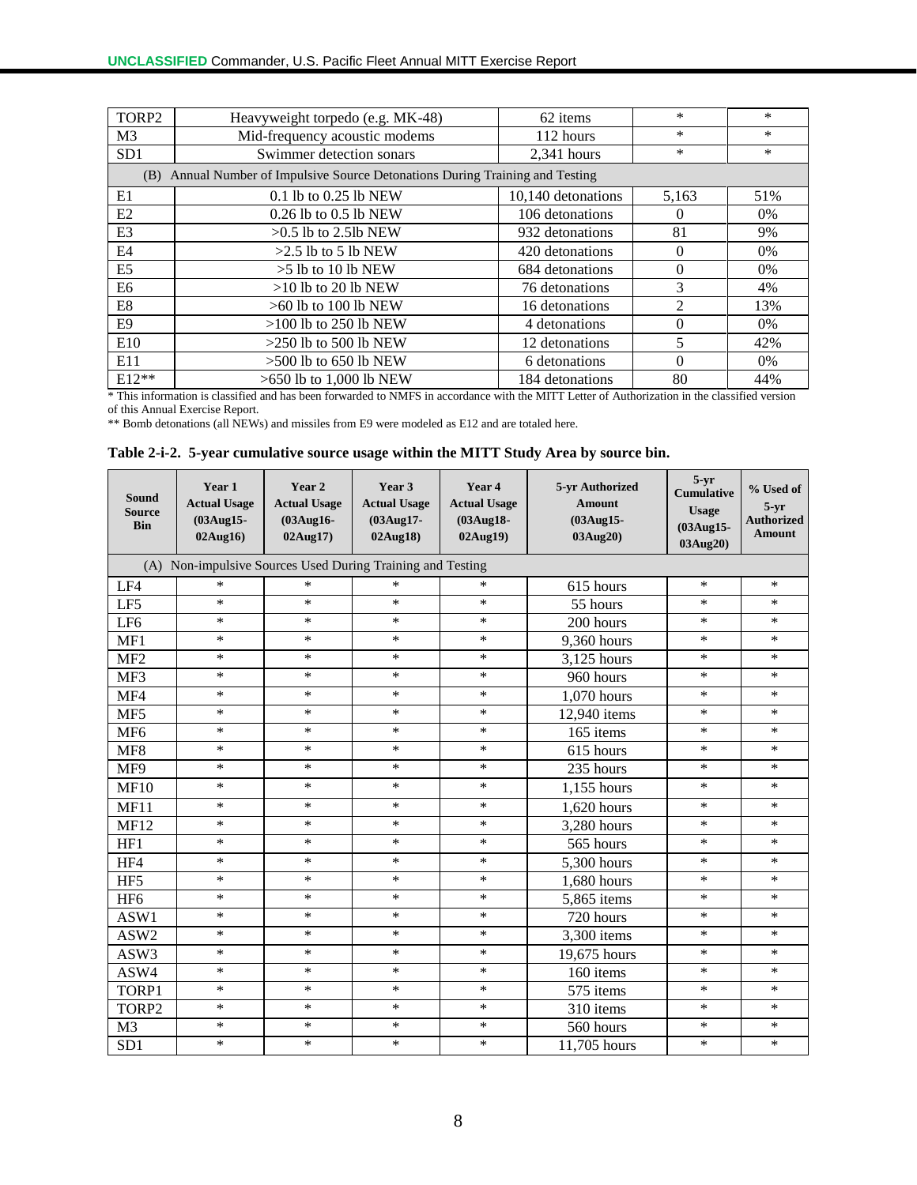| | | | | |
|---|---|---|---|---|
| TORP2 | Heavyweight torpedo (e.g. MK-48) | 62 items | * | * |
| M3 | Mid-frequency acoustic modems | 112 hours | * | * |
| SD1 | Swimmer detection sonars | 2,341 hours | * | * |
| (B) Annual Number of Impulsive Source Detonations During Training and Testing | | | | |
| E1 | 0.1 lb to 0.25 lb NEW | 10,140 detonations | 5,163 | 51% |
| E2 | 0.26 lb to 0.5 lb NEW | 106 detonations | 0 | 0% |
| E3 | >0.5 lb to 2.5lb NEW | 932 detonations | 81 | 9% |
| E4 | >2.5 lb to 5 lb NEW | 420 detonations | 0 | 0% |
| E5 | >5 lb to 10 lb NEW | 684 detonations | 0 | 0% |
| E6 | >10 lb to 20 lb NEW | 76 detonations | 3 | 4% |
| E8 | >60 lb to 100 lb NEW | 16 detonations | 2 | 13% |
| E9 | >100 lb to 250 lb NEW | 4 detonations | 0 | 0% |
| E10 | >250 lb to 500 lb NEW | 12 detonations | 5 | 42% |
| E11 | >500 lb to 650 lb NEW | 6 detonations | 0 | 0% |
| E12** | >650 lb to 1,000 lb NEW | 184 detonations | 80 | 44% |

* This information is classified and has been forwarded to NMFS in accordance with the MITT Letter of Authorization in the classified version of this Annual Exercise Report.

** Bomb detonations (all NEWs) and missiles from E9 were modeled as E12 and are totaled here.

**Table 2-i-2. 5-year cumulative source usage within the MITT Study Area by source bin.**

| Sound Source Bin | Year 1 Actual Usage (03Aug15-02Aug16) | Year 2 Actual Usage (03Aug16-02Aug17) | Year 3 Actual Usage (03Aug17-02Aug18) | Year 4 Actual Usage (03Aug18-02Aug19) | 5-yr Authorized Amount (03Aug15-03Aug20) | 5-yr Cumulative Usage (03Aug15-03Aug20) | % Used of 5-yr Authorized Amount |
|---|---|---|---|---|---|---|---|
| (A) Non-impulsive Sources Used During Training and Testing | | | | | | | |
| LF4 | * | * | * | * | 615 hours | * | * |
| LF5 | * | * | * | * | 55 hours | * | * |
| LF6 | * | * | * | * | 200 hours | * | * |
| MF1 | * | * | * | * | 9,360 hours | * | * |
| MF2 | * | * | * | * | 3,125 hours | * | * |
| MF3 | * | * | * | * | 960 hours | * | * |
| MF4 | * | * | * | * | 1,070 hours | * | * |
| MF5 | * | * | * | * | 12,940 items | * | * |
| MF6 | * | * | * | * | 165 items | * | * |
| MF8 | * | * | * | * | 615 hours | * | * |
| MF9 | * | * | * | * | 235 hours | * | * |
| MF10 | * | * | * | * | 1,155 hours | * | * |
| MF11 | * | * | * | * | 1,620 hours | * | * |
| MF12 | * | * | * | * | 3,280 hours | * | * |
| HF1 | * | * | * | * | 565 hours | * | * |
| HF4 | * | * | * | * | 5,300 hours | * | * |
| HF5 | * | * | * | * | 1,680 hours | * | * |
| HF6 | * | * | * | * | 5,865 items | * | * |
| ASW1 | * | * | * | * | 720 hours | * | * |
| ASW2 | * | * | * | * | 3,300 items | * | * |
| ASW3 | * | * | * | * | 19,675 hours | * | * |
| ASW4 | * | * | * | * | 160 items | * | * |
| TORP1 | * | * | * | * | 575 items | * | * |
| TORP2 | * | * | * | * | 310 items | * | * |
| M3 | * | * | * | * | 560 hours | * | * |
| SD1 | * | * | * | * | 11,705 hours | * | * |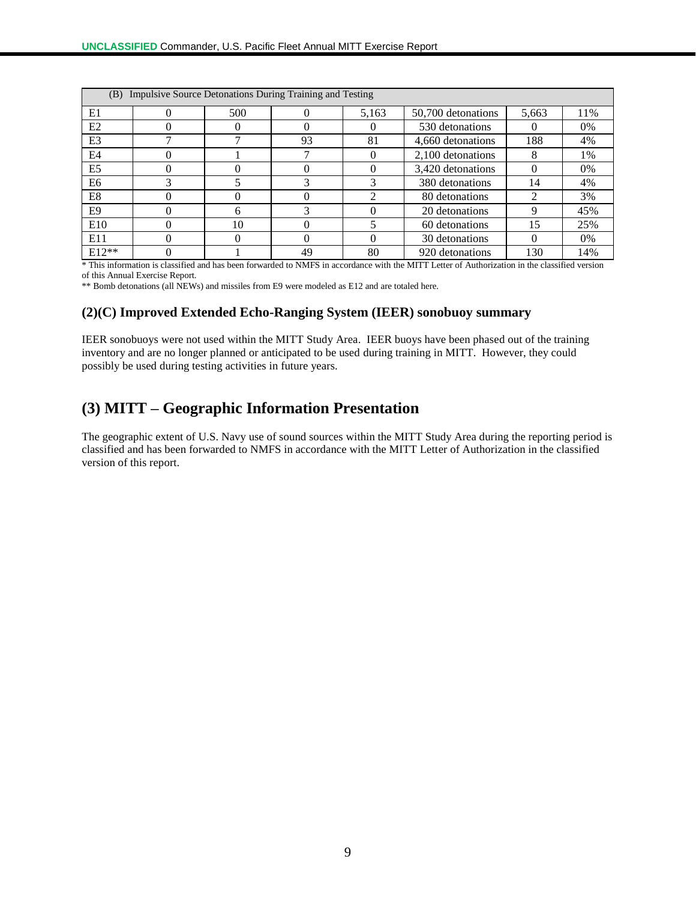| (B) Impulsive Source Detonations During Training and Testing | | | | | | | |
|---|---|---|---|---|---|---|---|
| E1 | 0 | 500 | 0 | 5,163 | 50,700 detonations | 5,663 | 11% |
| E2 | 0 | 0 | 0 | 0 | 530 detonations | 0 | 0% |
| E3 | 7 | 7 | 93 | 81 | 4,660 detonations | 188 | 4% |
| E4 | 0 | 1 | 7 | 0 | 2,100 detonations | 8 | 1% |
| E5 | 0 | 0 | 0 | 0 | 3,420 detonations | 0 | 0% |
| E6 | 3 | 5 | 3 | 3 | 380 detonations | 14 | 4% |
| E8 | 0 | 0 | 0 | 2 | 80 detonations | 2 | 3% |
| E9 | 0 | 6 | 3 | 0 | 20 detonations | 9 | 45% |
| E10 | 0 | 10 | 0 | 5 | 60 detonations | 15 | 25% |
| E11 | 0 | 0 | 0 | 0 | 30 detonations | 0 | 0% |
| E12** | 0 | 1 | 49 | 80 | 920 detonations | 130 | 14% |

* This information is classified and has been forwarded to NMFS in accordance with the MITT Letter of Authorization in the classified version of this Annual Exercise Report.

** Bomb detonations (all NEWs) and missiles from E9 were modeled as E12 and are totaled here.

### (2)(C) Improved Extended Echo-Ranging System (IEER) sonobuoy summary

IEER sonobuoys were not used within the MITT Study Area. IEER buoys have been phased out of the training inventory and are no longer planned or anticipated to be used during training in MITT. However, they could possibly be used during testing activities in future years.

## (3) MITT – Geographic Information Presentation

The geographic extent of U.S. Navy use of sound sources within the MITT Study Area during the reporting period is classified and has been forwarded to NMFS in accordance with the MITT Letter of Authorization in the classified version of this report.